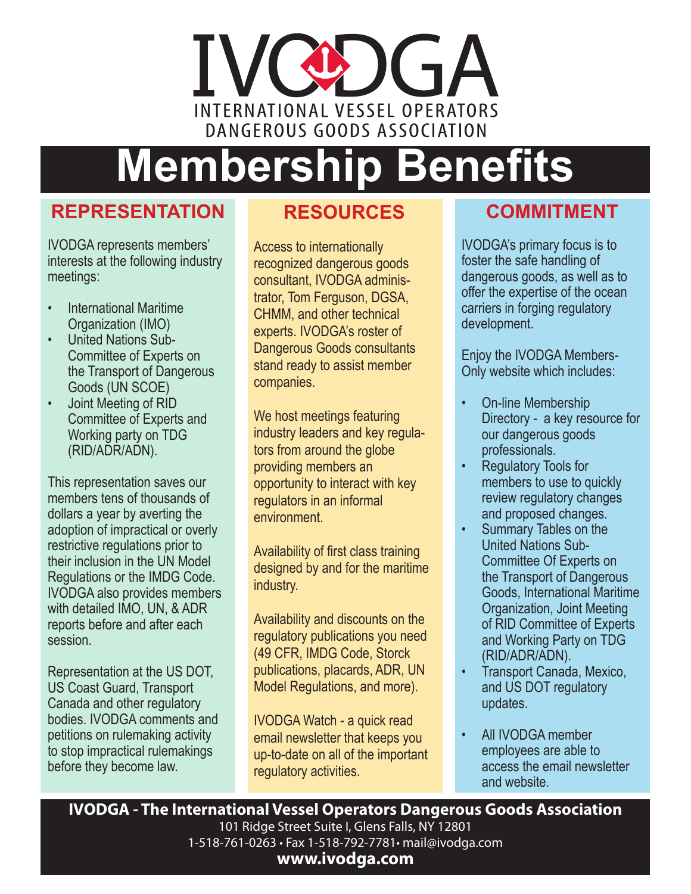# IVODGA

INTERNATIONAL VESSEL OPERATORS DANGEROUS GOODS ASSOCIATION

# Membership Benefits

## REPRESENTATION

IVODGA represents members' interests at the following industry meetings:

- International Maritime Organization (IMO)
- United Nations Sub-Committee of Experts on the Transport of Dangerous Goods (UN SCOE)
- Joint Meeting of RID Committee of Experts and Working party on TDG (RID/ADR/ADN).

This representation saves our members tens of thousands of dollars a year by averting the adoption of impractical or overly restrictive regulations prior to their inclusion in the UN Model Regulations or the IMDG Code. IVODGA also provides members with detailed IMO, UN, & ADR reports before and after each session.

Representation at the US DOT, US Coast Guard, Transport Canada and other regulatory bodies. IVODGA comments and petitions on rulemaking activity to stop impractical rulemakings before they become law.

## RESOURCES

Access to internationally recognized dangerous goods consultant, IVODGA administrator, Tom Ferguson, DGSA, CHMM, and other technical experts. IVODGA's roster of Dangerous Goods consultants stand ready to assist member companies.

We host meetings featuring industry leaders and key regulators from around the globe providing members an opportunity to interact with key regulators in an informal environment.

Availability of first class training designed by and for the maritime industry.

Availability and discounts on the regulatory publications you need (49 CFR, IMDG Code, Storck publications, placards, ADR, UN Model Regulations, and more).

IVODGA Watch - a quick read email newsletter that keeps you up-to-date on all of the important regulatory activities.

## COMMITMENT

IVODGA's primary focus is to foster the safe handling of dangerous goods, as well as to offer the expertise of the ocean carriers in forging regulatory development.

Enjoy the IVODGA Members-Only website which includes:

- On-line Membership Directory - a key resource for our dangerous goods professionals.
- Regulatory Tools for members to use to quickly review regulatory changes and proposed changes.
- Summary Tables on the United Nations Sub-Committee Of Experts on the Transport of Dangerous Goods, International Maritime Organization, Joint Meeting of RID Committee of Experts and Working Party on TDG (RID/ADR/ADN).
- Transport Canada, Mexico, and US DOT regulatory updates.

- All IVODGA member employees are able to access the email newsletter and website.

**IVODGA - The International Vessel Operators Dangerous Goods Association**
101 Ridge Street Suite I, Glens Falls, NY 12801
1-518-761-0263 • Fax 1-518-792-7781• mail@ivodga.com
**www.ivodga.com**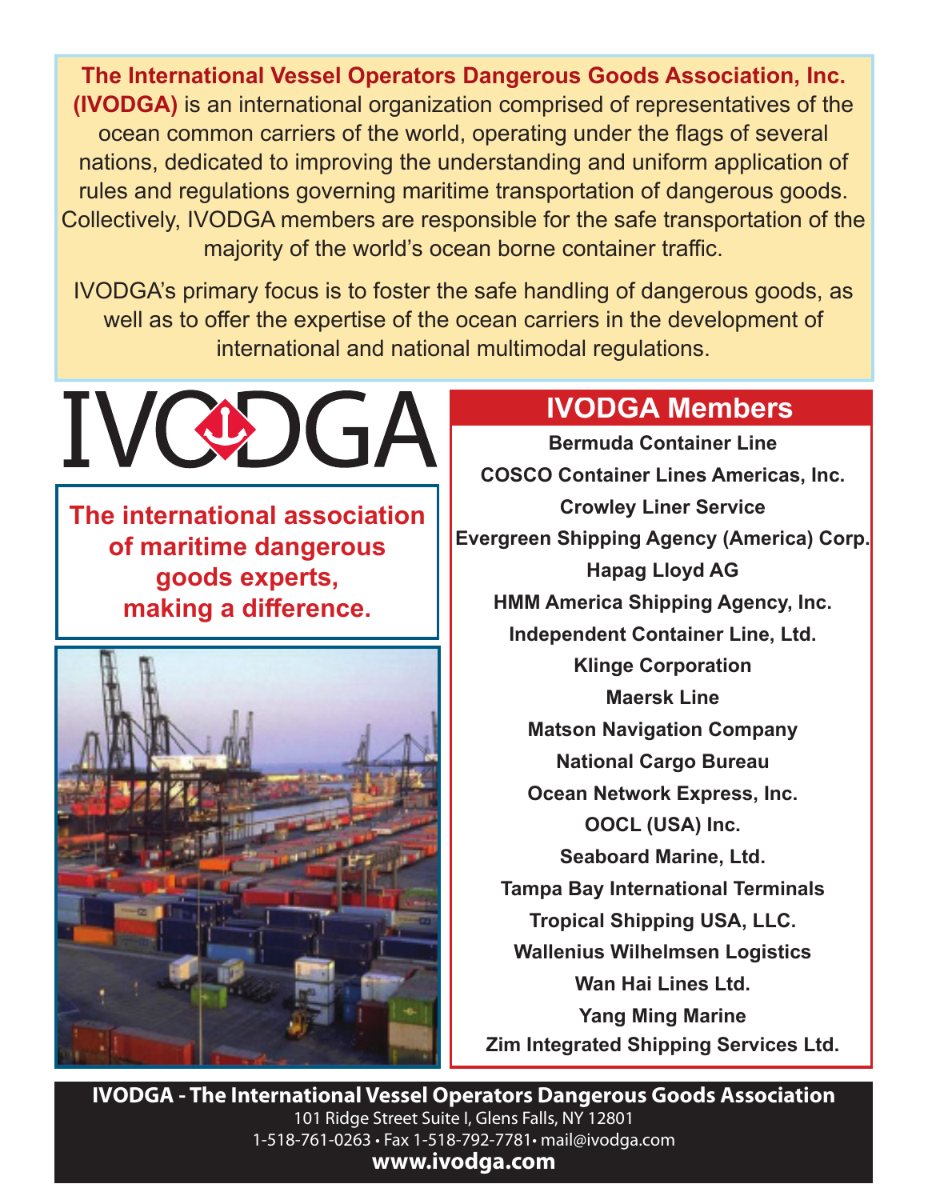**The International Vessel Operators Dangerous Goods Association, Inc. (IVODGA)** is an international organization comprised of representatives of the ocean common carriers of the world, operating under the flags of several nations, dedicated to improving the understanding and uniform application of rules and regulations governing maritime transportation of dangerous goods. Collectively, IVODGA members are responsible for the safe transportation of the majority of the world's ocean borne container traffic.

IVODGA's primary focus is to foster the safe handling of dangerous goods, as well as to offer the expertise of the ocean carriers in the development of international and national multimodal regulations.

IVODGA

**The international association of maritime dangerous goods experts, making a difference.**

## IVODGA Members

- Bermuda Container Line
- COSCO Container Lines Americas, Inc.
- Crowley Liner Service
- Evergreen Shipping Agency (America) Corp.
- Hapag Lloyd AG
- HMM America Shipping Agency, Inc.
- Independent Container Line, Ltd.
- Klinge Corporation
- Maersk Line
- Matson Navigation Company
- National Cargo Bureau
- Ocean Network Express, Inc.
- OOCL (USA) Inc.
- Seaboard Marine, Ltd.
- Tampa Bay International Terminals
- Tropical Shipping USA, LLC.
- Wallenius Wilhelmsen Logistics
- Wan Hai Lines Ltd.
- Yang Ming Marine
- Zim Integrated Shipping Services Ltd.

**IVODGA - The International Vessel Operators Dangerous Goods Association**
101 Ridge Street Suite I, Glens Falls, NY 12801
1-518-761-0263 • Fax 1-518-792-7781• mail@ivodga.com
**www.ivodga.com**